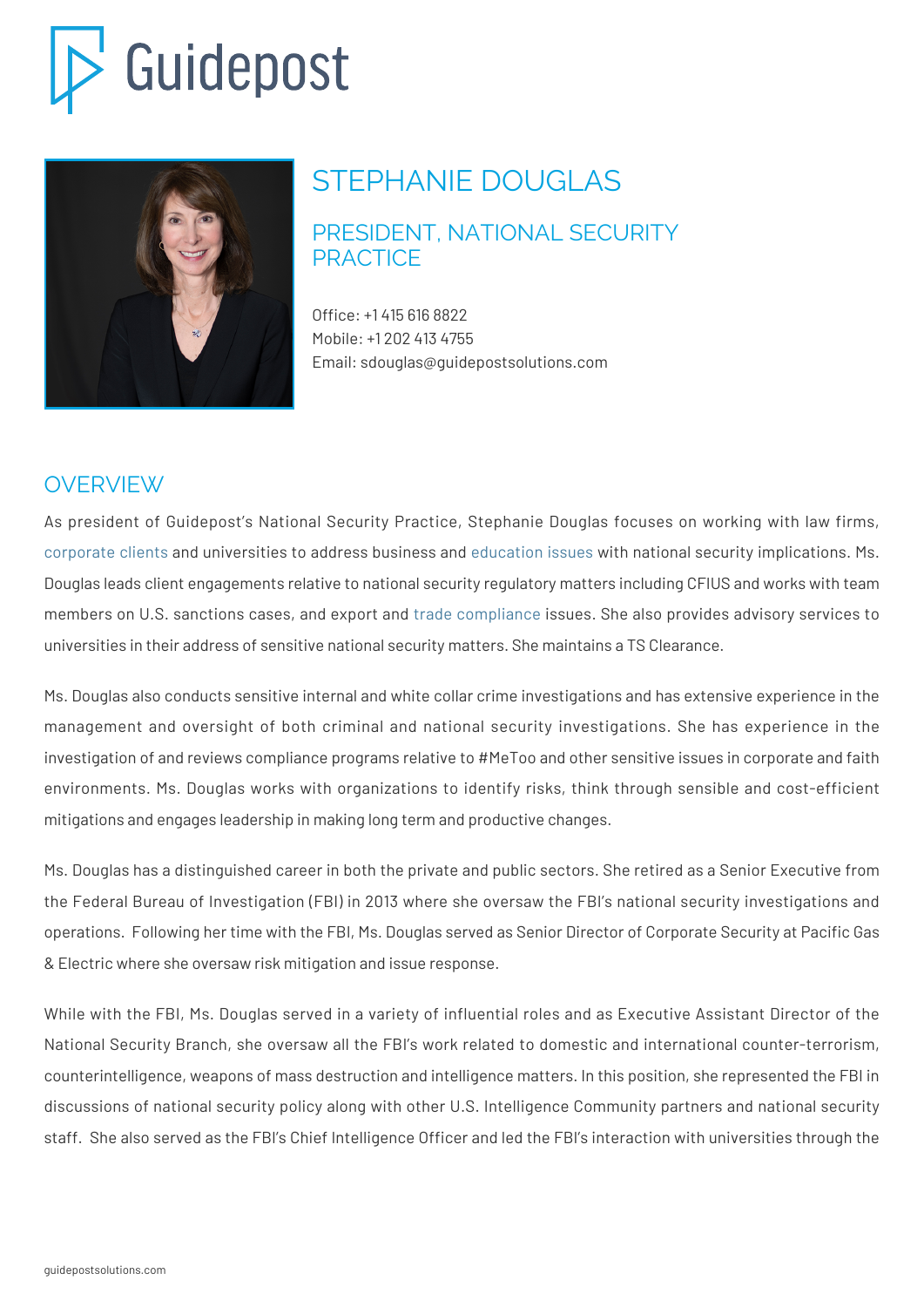Guidepost

# STEPHANIE DOUGLAS

## PRESIDENT, NATIONAL SECURITY PRACTICE

Office: +1 415 616 8822
Mobile: +1 202 413 4755
Email: sdouglas@guidepostsolutions.com

## OVERVIEW

As president of Guidepost's National Security Practice, Stephanie Douglas focuses on working with law firms, corporate clients and universities to address business and education issues with national security implications. Ms. Douglas leads client engagements relative to national security regulatory matters including CFIUS and works with team members on U.S. sanctions cases, and export and trade compliance issues. She also provides advisory services to universities in their address of sensitive national security matters. She maintains a TS Clearance.

Ms. Douglas also conducts sensitive internal and white collar crime investigations and has extensive experience in the management and oversight of both criminal and national security investigations. She has experience in the investigation of and reviews compliance programs relative to #MeToo and other sensitive issues in corporate and faith environments. Ms. Douglas works with organizations to identify risks, think through sensible and cost-efficient mitigations and engages leadership in making long term and productive changes.

Ms. Douglas has a distinguished career in both the private and public sectors. She retired as a Senior Executive from the Federal Bureau of Investigation (FBI) in 2013 where she oversaw the FBI's national security investigations and operations. Following her time with the FBI, Ms. Douglas served as Senior Director of Corporate Security at Pacific Gas & Electric where she oversaw risk mitigation and issue response.

While with the FBI, Ms. Douglas served in a variety of influential roles and as Executive Assistant Director of the National Security Branch, she oversaw all the FBI's work related to domestic and international counter-terrorism, counterintelligence, weapons of mass destruction and intelligence matters. In this position, she represented the FBI in discussions of national security policy along with other U.S. Intelligence Community partners and national security staff. She also served as the FBI's Chief Intelligence Officer and led the FBI's interaction with universities through the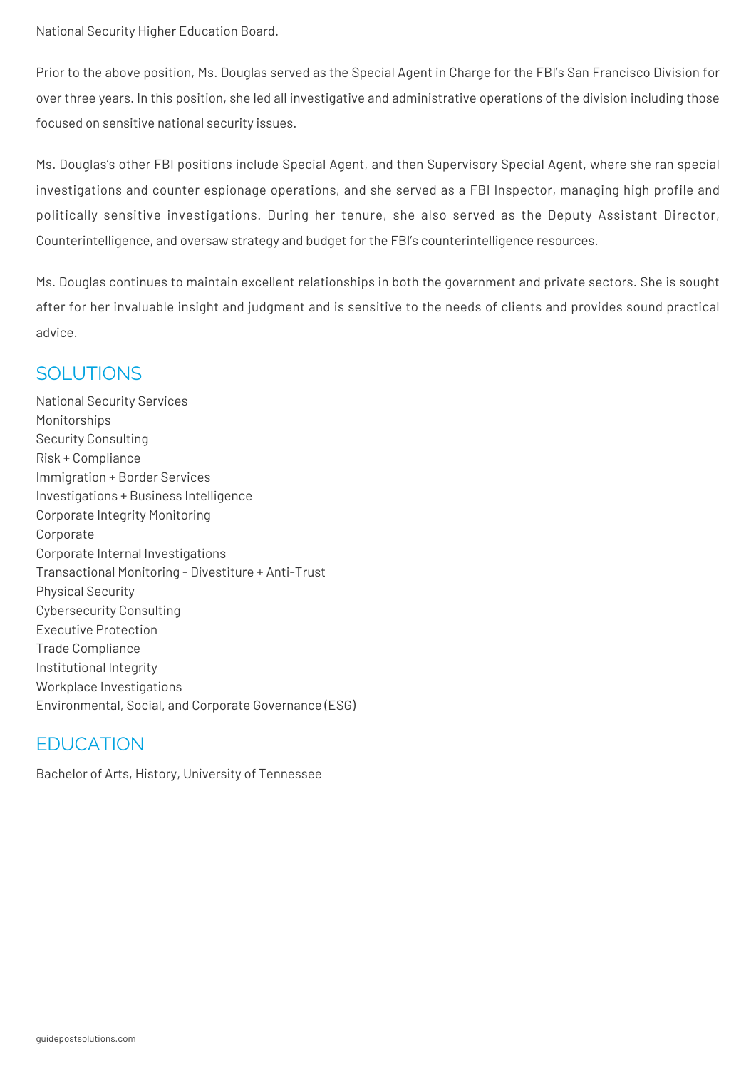National Security Higher Education Board.

Prior to the above position, Ms. Douglas served as the Special Agent in Charge for the FBI's San Francisco Division for over three years. In this position, she led all investigative and administrative operations of the division including those focused on sensitive national security issues.

Ms. Douglas's other FBI positions include Special Agent, and then Supervisory Special Agent, where she ran special investigations and counter espionage operations, and she served as a FBI Inspector, managing high profile and politically sensitive investigations. During her tenure, she also served as the Deputy Assistant Director, Counterintelligence, and oversaw strategy and budget for the FBI's counterintelligence resources.

Ms. Douglas continues to maintain excellent relationships in both the government and private sectors. She is sought after for her invaluable insight and judgment and is sensitive to the needs of clients and provides sound practical advice.

## SOLUTIONS

National Security Services
Monitorships
Security Consulting
Risk + Compliance
Immigration + Border Services
Investigations + Business Intelligence
Corporate Integrity Monitoring
Corporate
Corporate Internal Investigations
Transactional Monitoring - Divestiture + Anti-Trust
Physical Security
Cybersecurity Consulting
Executive Protection
Trade Compliance
Institutional Integrity
Workplace Investigations
Environmental, Social, and Corporate Governance (ESG)

## EDUCATION

Bachelor of Arts, History, University of Tennessee